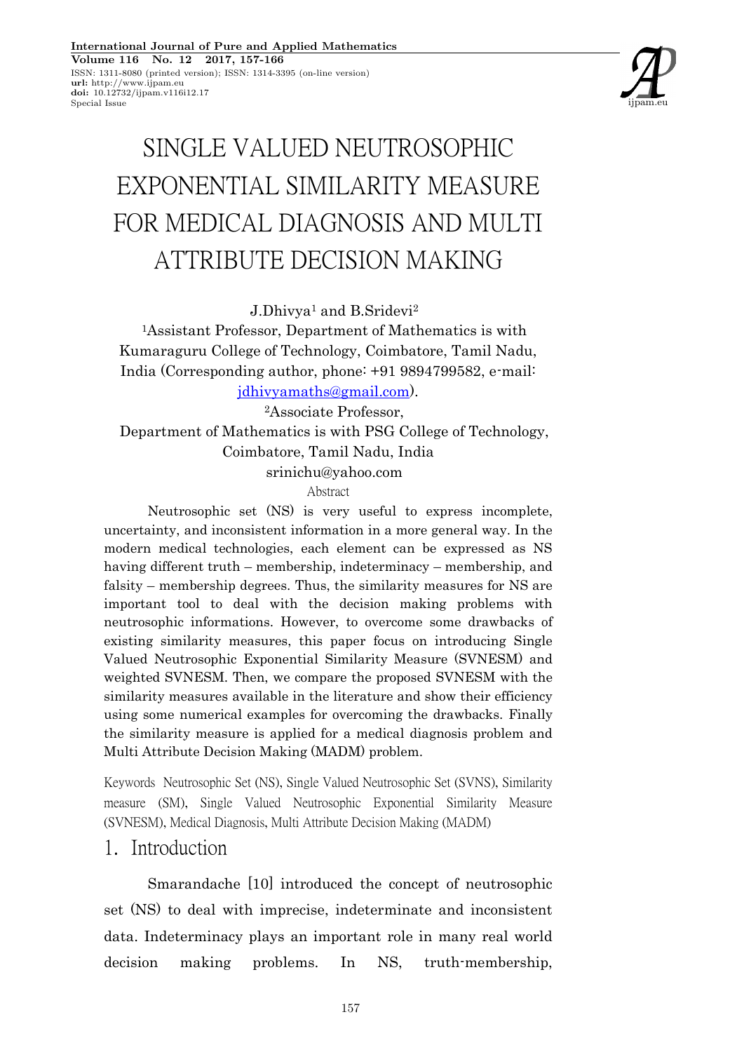# SINGLE VALUED NEUTROSOPHIC EXPONENTIAL SIMILARITY MEASURE FOR MEDICAL DIAGNOSIS AND MULTI ATTRIBUTE DECISION MAKING

J.Dhivya[1] and B.Sridevi[2]

[1]Assistant Professor, Department of Mathematics is with Kumaraguru College of Technology, Coimbatore, Tamil Nadu, India (Corresponding author, phone: +91 9894799582, e-mail: jdhivyamaths@gmail.com).

[2]Associate Professor,
Department of Mathematics is with PSG College of Technology, Coimbatore, Tamil Nadu, India
srinichu@yahoo.com

Abstract

Neutrosophic set (NS) is very useful to express incomplete, uncertainty, and inconsistent information in a more general way. In the modern medical technologies, each element can be expressed as NS having different truth – membership, indeterminacy – membership, and falsity – membership degrees. Thus, the similarity measures for NS are important tool to deal with the decision making problems with neutrosophic informations. However, to overcome some drawbacks of existing similarity measures, this paper focus on introducing Single Valued Neutrosophic Exponential Similarity Measure (SVNESM) and weighted SVNESM. Then, we compare the proposed SVNESM with the similarity measures available in the literature and show their efficiency using some numerical examples for overcoming the drawbacks. Finally the similarity measure is applied for a medical diagnosis problem and Multi Attribute Decision Making (MADM) problem.

Keywords Neutrosophic Set (NS), Single Valued Neutrosophic Set (SVNS), Similarity measure (SM), Single Valued Neutrosophic Exponential Similarity Measure (SVNESM), Medical Diagnosis, Multi Attribute Decision Making (MADM)

## 1. Introduction

Smarandache [10] introduced the concept of neutrosophic set (NS) to deal with imprecise, indeterminate and inconsistent data. Indeterminacy plays an important role in many real world decision making problems. In NS, truth-membership,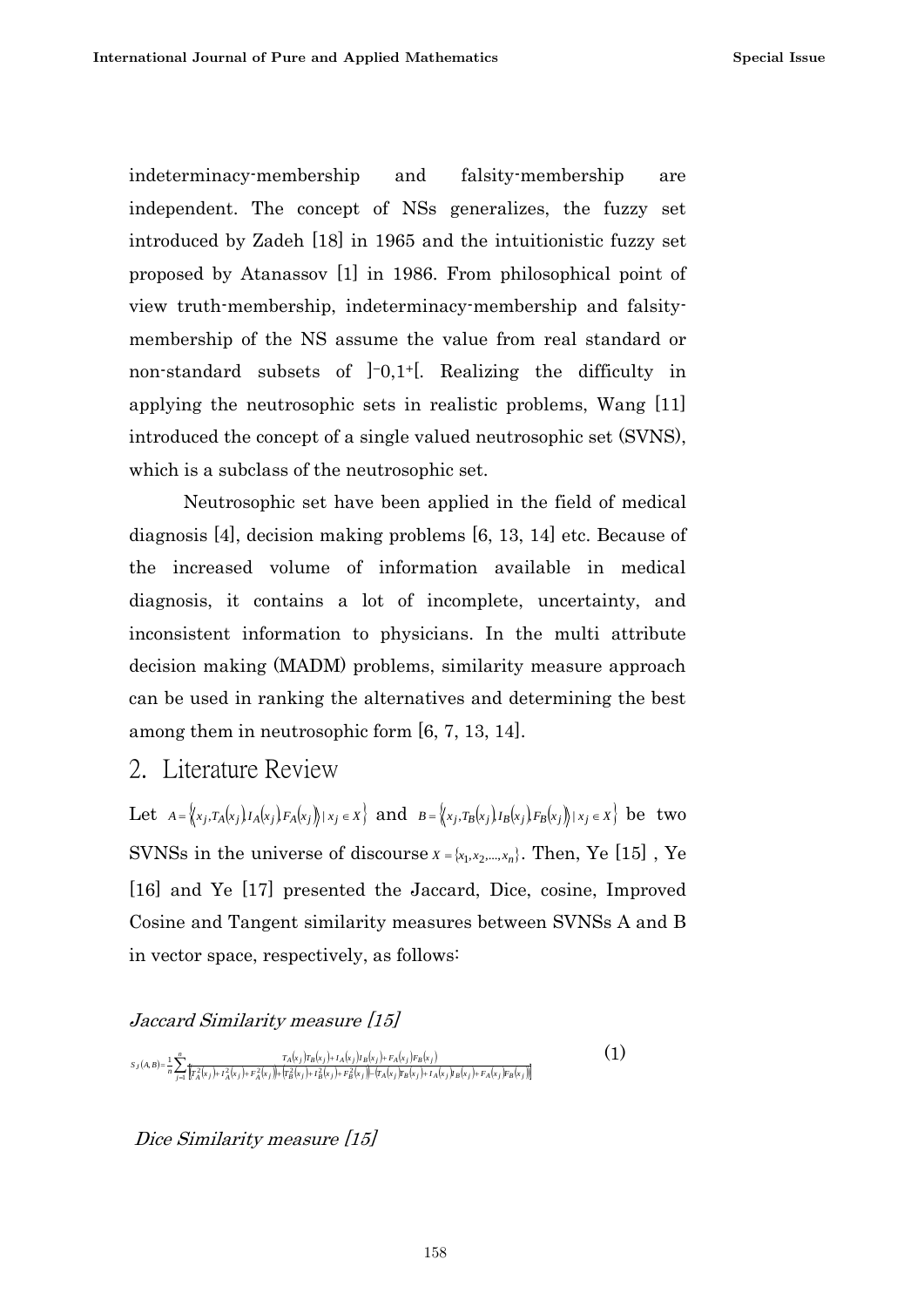indeterminacy-membership and falsity-membership are independent. The concept of NSs generalizes, the fuzzy set introduced by Zadeh [18] in 1965 and the intuitionistic fuzzy set proposed by Atanassov [1] in 1986. From philosophical point of view truth-membership, indeterminacy-membership and falsity-membership of the NS assume the value from real standard or non-standard subsets of $]^{-}0,1^{+}[$. Realizing the difficulty in applying the neutrosophic sets in realistic problems, Wang [11] introduced the concept of a single valued neutrosophic set (SVNS), which is a subclass of the neutrosophic set.

Neutrosophic set have been applied in the field of medical diagnosis [4], decision making problems [6, 13, 14] etc. Because of the increased volume of information available in medical diagnosis, it contains a lot of incomplete, uncertainty, and inconsistent information to physicians. In the multi attribute decision making (MADM) problems, similarity measure approach can be used in ranking the alternatives and determining the best among them in neutrosophic form [6, 7, 13, 14].

## 2. Literature Review

Let $A = \left\{ \left\langle x_j, T_A(x_j), I_A(x_j), F_A(x_j) \right\rangle \mid x_j \in X \right\}$ and $B = \left\{ \left\langle x_j, T_B(x_j), I_B(x_j), F_B(x_j) \right\rangle \mid x_j \in X \right\}$ be two SVNSs in the universe of discourse $X = \{x_1, x_2, \ldots, x_n\}$. Then, Ye [15] , Ye [16] and Ye [17] presented the Jaccard, Dice, cosine, Improved Cosine and Tangent similarity measures between SVNSs A and B in vector space, respectively, as follows:

*Jaccard Similarity measure [15]*

$$S_J(A,B) = \frac{1}{n}\sum_{j=1}^{n} \frac{T_A(x_j)T_B(x_j) + I_A(x_j)I_B(x_j) + F_A(x_j)F_B(x_j)}{\left[T_A^2(x_j) + I_A^2(x_j) + F_A^2(x_j)\right] + \left[T_B^2(x_j) + I_B^2(x_j) + F_B^2(x_j)\right] - \left[T_A(x_j)T_B(x_j) + I_A(x_j)I_B(x_j) + F_A(x_j)F_B(x_j)\right]} \quad (1)$$

*Dice Similarity measure [15]*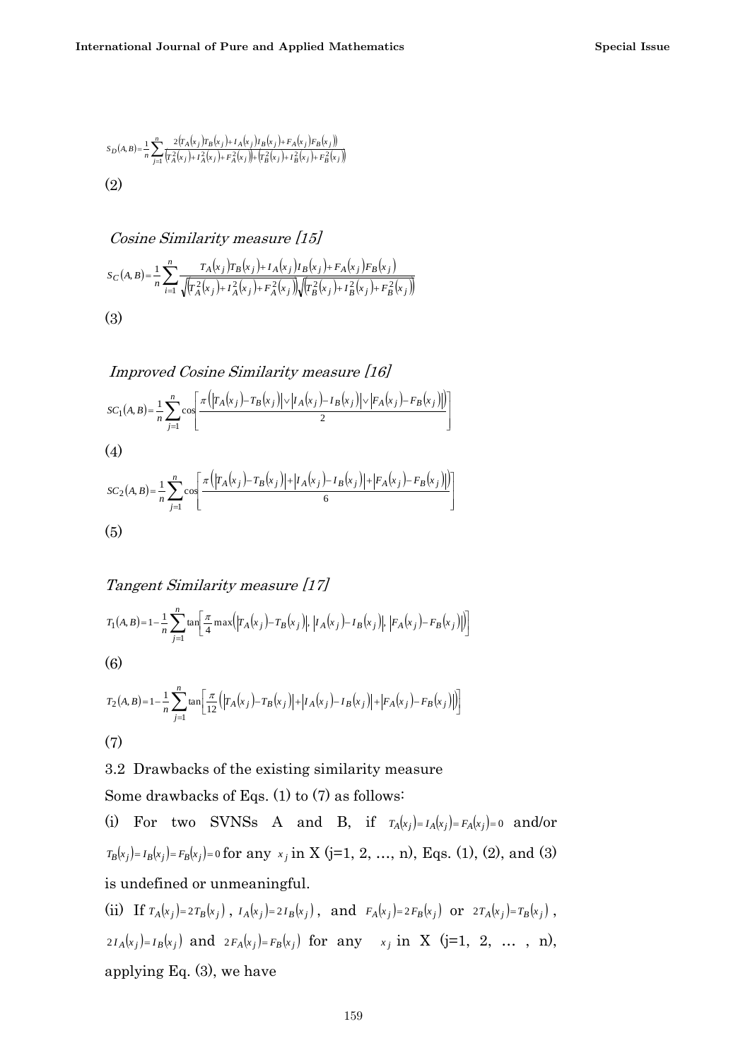$$S_D(A,B)=\frac{1}{n}\sum_{j=1}^{n}\frac{2\left(T_A(x_j)T_B(x_j)+I_A(x_j)I_B(x_j)+F_A(x_j)F_B(x_j)\right)}{\left(T_A^2(x_j)+I_A^2(x_j)+F_A^2(x_j)\right)+\left(T_B^2(x_j)+I_B^2(x_j)+F_B^2(x_j)\right)}$$

(2)

*Cosine Similarity measure [15]*

$$S_C(A,B)=\frac{1}{n}\sum_{i=1}^{n}\frac{T_A(x_j)T_B(x_j)+I_A(x_j)I_B(x_j)+F_A(x_j)F_B(x_j)}{\sqrt{\left(T_A^2(x_j)+I_A^2(x_j)+F_A^2(x_j)\right)}\sqrt{\left(T_B^2(x_j)+I_B^2(x_j)+F_B^2(x_j)\right)}}$$

(3)

*Improved Cosine Similarity measure [16]*

$$SC_1(A,B)=\frac{1}{n}\sum_{j=1}^{n}\cos\left[\frac{\pi\left(\left|T_A(x_j)-T_B(x_j)\right|\vee\left|I_A(x_j)-I_B(x_j)\right|\vee\left|F_A(x_j)-F_B(x_j)\right|\right)}{2}\right]$$

(4)

$$SC_2(A,B)=\frac{1}{n}\sum_{j=1}^{n}\cos\left[\frac{\pi\left(\left|T_A(x_j)-T_B(x_j)\right|+\left|I_A(x_j)-I_B(x_j)\right|+\left|F_A(x_j)-F_B(x_j)\right|\right)}{6}\right]$$

(5)

*Tangent Similarity measure [17]*

$$T_1(A,B)=1-\frac{1}{n}\sum_{j=1}^{n}\tan\left[\frac{\pi}{4}\max\left(\left|T_A(x_j)-T_B(x_j)\right|,\ \left|I_A(x_j)-I_B(x_j)\right|,\ \left|F_A(x_j)-F_B(x_j)\right|\right)\right]$$

(6)

$$T_2(A,B)=1-\frac{1}{n}\sum_{j=1}^{n}\tan\left[\frac{\pi}{12}\left(\left|T_A(x_j)-T_B(x_j)\right|+\left|I_A(x_j)-I_B(x_j)\right|+\left|F_A(x_j)-F_B(x_j)\right|\right)\right]$$

(7)

3.2 Drawbacks of the existing similarity measure

Some drawbacks of Eqs. (1) to (7) as follows:

(i) For two SVNSs A and B, if $T_A(x_j)=I_A(x_j)=F_A(x_j)=0$ and/or $T_B(x_j)=I_B(x_j)=F_B(x_j)=0$ for any $x_j$ in X (j=1, 2, …, n), Eqs. (1), (2), and (3) is undefined or unmeaningful.

(ii) If $T_A(x_j)=2T_B(x_j)$, $I_A(x_j)=2I_B(x_j)$, and $F_A(x_j)=2F_B(x_j)$ or $2T_A(x_j)=T_B(x_j)$, $2I_A(x_j)=I_B(x_j)$ and $2F_A(x_j)=F_B(x_j)$ for any $x_j$ in X (j=1, 2, … , n), applying Eq. (3), we have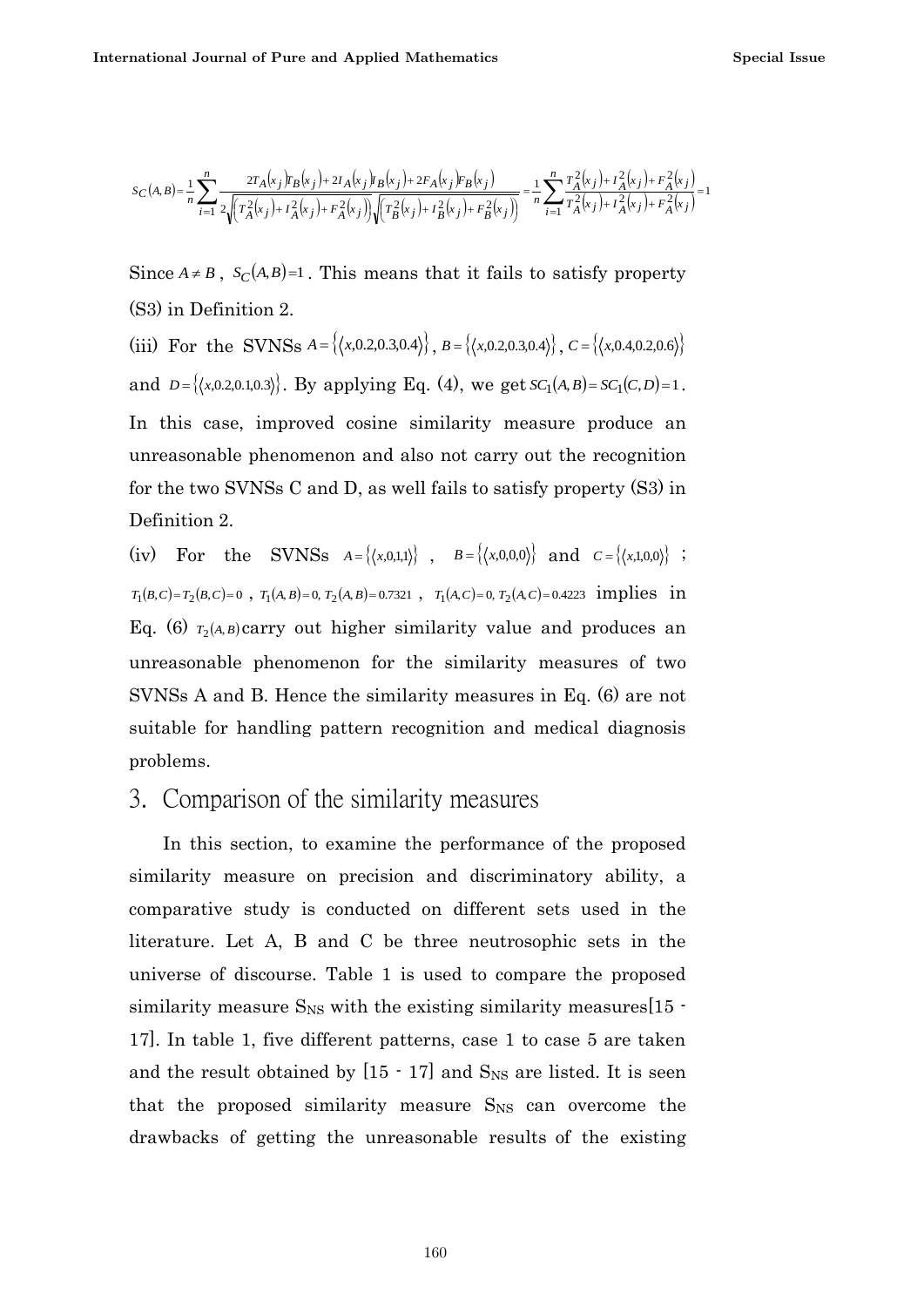$$S_C(A,B)=\frac{1}{n}\sum_{i=1}^{n}\frac{2T_A(x_j)T_B(x_j)+2I_A(x_j)I_B(x_j)+2F_A(x_j)F_B(x_j)}{2\sqrt{\left(T_A^2(x_j)+I_A^2(x_j)+F_A^2(x_j)\right)}\sqrt{\left(T_B^2(x_j)+I_B^2(x_j)+F_B^2(x_j)\right)}}=\frac{1}{n}\sum_{i=1}^{n}\frac{T_A^2(x_j)+I_A^2(x_j)+F_A^2(x_j)}{T_A^2(x_j)+I_A^2(x_j)+F_A^2(x_j)}=1$$

Since $A \neq B$, $S_C(A,B)=1$. This means that it fails to satisfy property (S3) in Definition 2.

(iii) For the SVNSs $A=\{\langle x,0.2,0.3,0.4\rangle\}$, $B=\{\langle x,0.2,0.3,0.4\rangle\}$, $C=\{\langle x,0.4,0.2,0.6\rangle\}$ and $D=\{\langle x,0.2,0.1,0.3\rangle\}$. By applying Eq. (4), we get $SC_1(A,B)=SC_1(C,D)=1$. In this case, improved cosine similarity measure produce an unreasonable phenomenon and also not carry out the recognition for the two SVNSs C and D, as well fails to satisfy property (S3) in Definition 2.

(iv) For the SVNSs $A=\{\langle x,0,1,1\rangle\}$, $B=\{\langle x,0,0,0\rangle\}$ and $C=\{\langle x,1,0,0\rangle\}$; $T_1(B,C)=T_2(B,C)=0$, $T_1(A,B)=0, T_2(A,B)=0.7321$, $T_1(A,C)=0, T_2(A,C)=0.4223$ implies in Eq. (6) $T_2(A,B)$ carry out higher similarity value and produces an unreasonable phenomenon for the similarity measures of two SVNSs A and B. Hence the similarity measures in Eq. (6) are not suitable for handling pattern recognition and medical diagnosis problems.

## 3. Comparison of the similarity measures

In this section, to examine the performance of the proposed similarity measure on precision and discriminatory ability, a comparative study is conducted on different sets used in the literature. Let A, B and C be three neutrosophic sets in the universe of discourse. Table 1 is used to compare the proposed similarity measure $S_{NS}$ with the existing similarity measures[15 - 17]. In table 1, five different patterns, case 1 to case 5 are taken and the result obtained by [15 - 17] and $S_{NS}$ are listed. It is seen that the proposed similarity measure $S_{NS}$ can overcome the drawbacks of getting the unreasonable results of the existing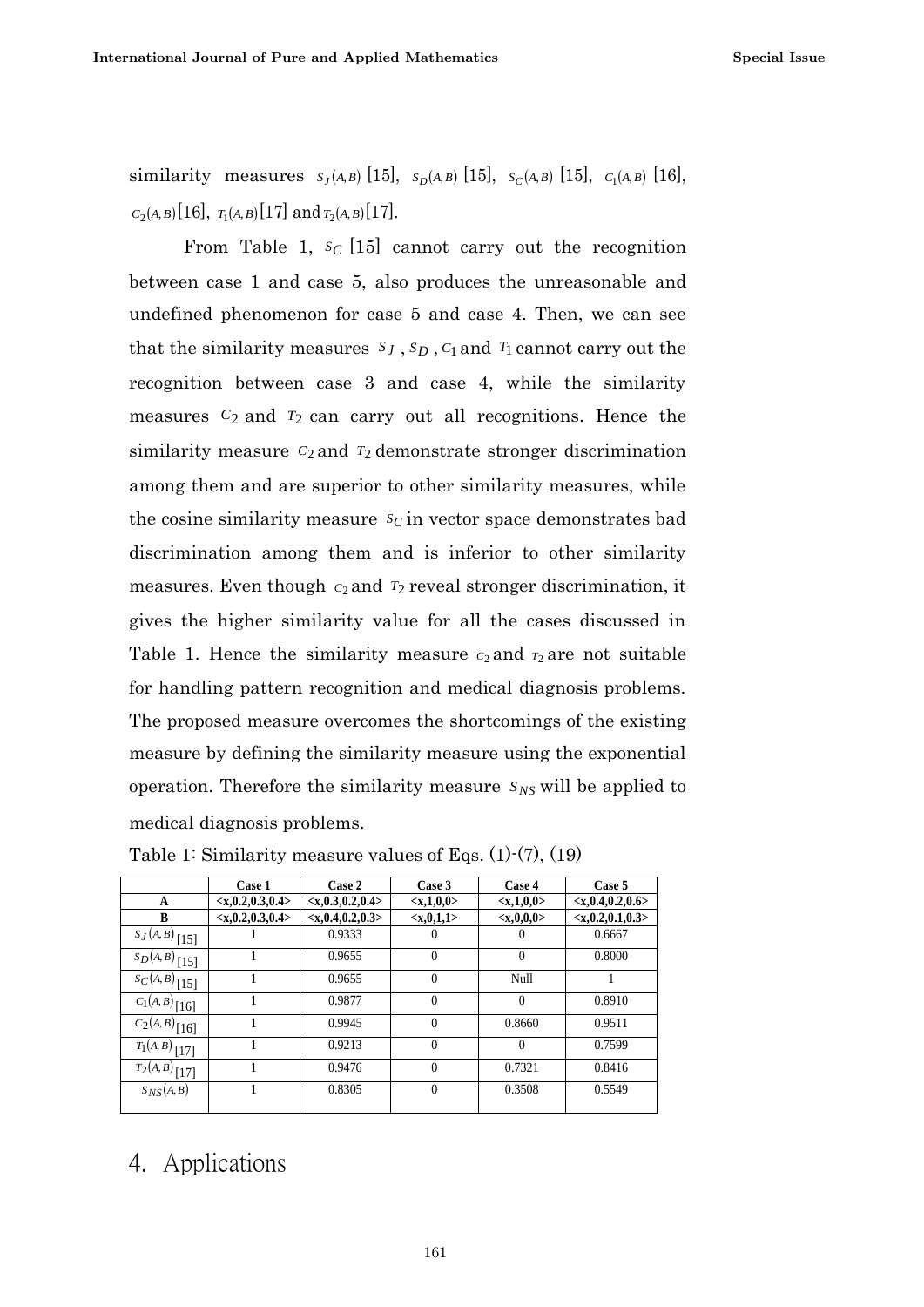similarity measures $S_J(A,B)$ [15], $S_D(A,B)$ [15], $S_C(A,B)$ [15], $C_1(A,B)$ [16], $C_2(A,B)$[16], $T_1(A,B)$[17] and $T_2(A,B)$[17].

From Table 1, $S_C$ [15] cannot carry out the recognition between case 1 and case 5, also produces the unreasonable and undefined phenomenon for case 5 and case 4. Then, we can see that the similarity measures $S_J$ , $S_D$ , $C_1$ and $T_1$ cannot carry out the recognition between case 3 and case 4, while the similarity measures $C_2$ and $T_2$ can carry out all recognitions. Hence the similarity measure $C_2$ and $T_2$ demonstrate stronger discrimination among them and are superior to other similarity measures, while the cosine similarity measure $S_C$ in vector space demonstrates bad discrimination among them and is inferior to other similarity measures. Even though $C_2$ and $T_2$ reveal stronger discrimination, it gives the higher similarity value for all the cases discussed in Table 1. Hence the similarity measure $C_2$ and $T_2$ are not suitable for handling pattern recognition and medical diagnosis problems. The proposed measure overcomes the shortcomings of the existing measure by defining the similarity measure using the exponential operation. Therefore the similarity measure $S_{NS}$ will be applied to medical diagnosis problems.

Table 1: Similarity measure values of Eqs. (1)-(7), (19)

| | Case 1 | Case 2 | Case 3 | Case 4 | Case 5 |
|---|---|---|---|---|---|
| A | <x,0.2,0.3,0.4> | <x,0.3,0.2,0.4> | <x,1,0,0> | <x,1,0,0> | <x,0.4,0.2,0.6> |
| B | <x,0.2,0.3,0.4> | <x,0.4,0.2,0.3> | <x,0,1,1> | <x,0,0,0> | <x,0.2,0.1,0.3> |
| $S_J(A,B)$ [15] | 1 | 0.9333 | 0 | 0 | 0.6667 |
| $S_D(A,B)$ [15] | 1 | 0.9655 | 0 | 0 | 0.8000 |
| $S_C(A,B)$ [15] | 1 | 0.9655 | 0 | Null | 1 |
| $C_1(A,B)$ [16] | 1 | 0.9877 | 0 | 0 | 0.8910 |
| $C_2(A,B)$ [16] | 1 | 0.9945 | 0 | 0.8660 | 0.9511 |
| $T_1(A,B)$ [17] | 1 | 0.9213 | 0 | 0 | 0.7599 |
| $T_2(A,B)$ [17] | 1 | 0.9476 | 0 | 0.7321 | 0.8416 |
| $S_{NS}(A,B)$ | 1 | 0.8305 | 0 | 0.3508 | 0.5549 |

## 4. Applications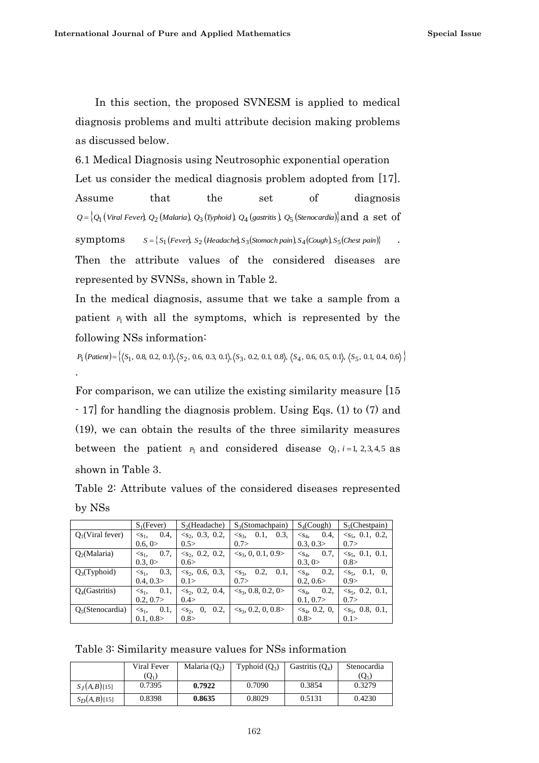In this section, the proposed SVNESM is applied to medical diagnosis problems and multi attribute decision making problems as discussed below.

6.1 Medical Diagnosis using Neutrosophic exponential operation

Let us consider the medical diagnosis problem adopted from [17]. Assume that the set of diagnosis $Q = \{Q_1\,(\textit{Viral Fever}),\, Q_2\,(\textit{Malaria}),\, Q_3\,(\textit{Typhoid}),\, Q_4\,(\textit{gastritis}),\, Q_5\,(\textit{Stenocardia})\}$ and a set of symptoms $S = \{S_1\,(\textit{Fever}),\, S_2\,(\textit{Headache}), S_3(\textit{Stomach pain}), S_4(\textit{Cough}), S_5(\textit{Chest pain})\}$. Then the attribute values of the considered diseases are represented by SVNSs, shown in Table 2.

In the medical diagnosis, assume that we take a sample from a patient $P_1$ with all the symptoms, which is represented by the following NSs information:

$$P_1\,(\textit{Patient}) = \{\langle S_1,\, 0.8,\, 0.2,\, 0.1\rangle, \langle S_2,\, 0.6,\, 0.3,\, 0.1\rangle, \langle S_3,\, 0.2,\, 0.1,\, 0.8\rangle,\, \langle S_4,\, 0.6,\, 0.5,\, 0.1\rangle,\, \langle S_5,\, 0.1,\, 0.4,\, 0.6\rangle\}$$

.

For comparison, we can utilize the existing similarity measure [15 - 17] for handling the diagnosis problem. Using Eqs. (1) to (7) and (19), we can obtain the results of the three similarity measures between the patient $P_1$ and considered disease $Q_i,\, i = 1,\, 2, 3, 4, 5$ as shown in Table 3.

Table 2: Attribute values of the considered diseases represented by NSs

| | $S_1$(Fever) | $S_2$(Headache) | $S_3$(Stomachpain) | $S_4$(Cough) | $S_5$(Chestpain) |
|---|---|---|---|---|---|
| $Q_1$(Viral fever) | <$s_1$, 0.4, 0.6, 0> | <$s_2$, 0.3, 0.2, 0.5> | <$s_3$, 0.1, 0.3, 0.7> | <$s_4$, 0.4, 0.3, 0.3> | <$s_5$, 0.1, 0.2, 0.7> |
| $Q_2$(Malaria) | <$s_1$, 0.7, 0.3, 0> | <$s_2$, 0.2, 0.2, 0.6> | <$s_3$, 0, 0.1, 0.9> | <$s_4$, 0.7, 0.3, 0> | <$s_5$, 0.1, 0.1, 0.8> |
| $Q_3$(Typhoid) | <$s_1$, 0.3, 0.4, 0.3> | <$s_2$, 0.6, 0.3, 0.1> | <$s_3$, 0.2, 0.1, 0.7> | <$s_4$, 0.2, 0.2, 0.6> | <$s_5$, 0.1, 0, 0.9> |
| $Q_4$(Gastritis) | <$s_1$, 0.1, 0.2, 0.7> | <$s_2$, 0.2, 0.4, 0.4> | <$s_3$, 0.8, 0.2, 0> | <$s_4$, 0.2, 0.1, 0.7> | <$s_5$, 0.2, 0.1, 0.7> |
| $Q_5$(Stenocardia) | <$s_1$, 0.1, 0.1, 0.8> | <$s_2$, 0, 0.2, 0.8> | <$s_3$, 0.2, 0, 0.8> | <$s_4$, 0.2, 0, 0.8> | <$s_5$, 0.8, 0.1, 0.1> |

Table 3: Similarity measure values for NSs information

| | Viral Fever ($Q_1$) | Malaria ($Q_2$) | Typhoid ($Q_3$) | Gastritis ($Q_4$) | Stenocardia ($Q_5$) |
|---|---|---|---|---|---|
| $S_J(A,B)$[15] | 0.7395 | **0.7922** | 0.7090 | 0.3854 | 0.3279 |
| $S_D(A,B)$[15] | 0.8398 | **0.8635** | 0.8029 | 0.5131 | 0.4230 |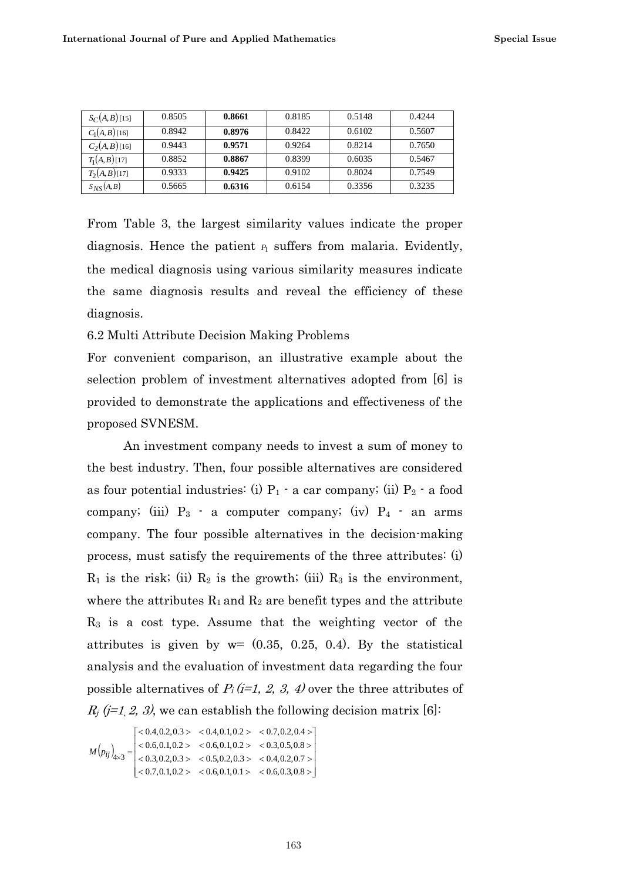| | | | | | |
|---|---|---|---|---|---|
| $S_C(A,B)$[15] | 0.8505 | **0.8661** | 0.8185 | 0.5148 | 0.4244 |
| $C_1(A,B)$[16] | 0.8942 | **0.8976** | 0.8422 | 0.6102 | 0.5607 |
| $C_2(A,B)$[16] | 0.9443 | **0.9571** | 0.9264 | 0.8214 | 0.7650 |
| $T_1(A,B)$[17] | 0.8852 | **0.8867** | 0.8399 | 0.6035 | 0.5467 |
| $T_2(A,B)$[17] | 0.9333 | **0.9425** | 0.9102 | 0.8024 | 0.7549 |
| $s_{NS}(A,B)$ | 0.5665 | **0.6316** | 0.6154 | 0.3356 | 0.3235 |

From Table 3, the largest similarity values indicate the proper diagnosis. Hence the patient $P_1$ suffers from malaria. Evidently, the medical diagnosis using various similarity measures indicate the same diagnosis results and reveal the efficiency of these diagnosis.

6.2 Multi Attribute Decision Making Problems

For convenient comparison, an illustrative example about the selection problem of investment alternatives adopted from [6] is provided to demonstrate the applications and effectiveness of the proposed SVNESM.

An investment company needs to invest a sum of money to the best industry. Then, four possible alternatives are considered as four potential industries: (i) $P_1$ - a car company; (ii) $P_2$ - a food company; (iii) $P_3$ - a computer company; (iv) $P_4$ - an arms company. The four possible alternatives in the decision-making process, must satisfy the requirements of the three attributes: (i) $R_1$ is the risk; (ii) $R_2$ is the growth; (iii) $R_3$ is the environment, where the attributes $R_1$ and $R_2$ are benefit types and the attribute $R_3$ is a cost type. Assume that the weighting vector of the attributes is given by w= (0.35, 0.25, 0.4). By the statistical analysis and the evaluation of investment data regarding the four possible alternatives of $P_i$ *(i=1, 2, 3, 4)* over the three attributes of $R_j$ *(j=1, 2, 3)*, we can establish the following decision matrix [6]:

$$M\left(p_{ij}\right)_{4\times 3}=\begin{bmatrix} <0.4,0.2,0.3> & <0.4,0.1,0.2> & <0.7,0.2,0.4> \\ <0.6,0.1,0.2> & <0.6,0.1,0.2> & <0.3,0.5,0.8> \\ <0.3,0.2,0.3> & <0.5,0.2,0.3> & <0.4,0.2,0.7> \\ <0.7,0.1,0.2> & <0.6,0.1,0.1> & <0.6,0.3,0.8> \end{bmatrix}$$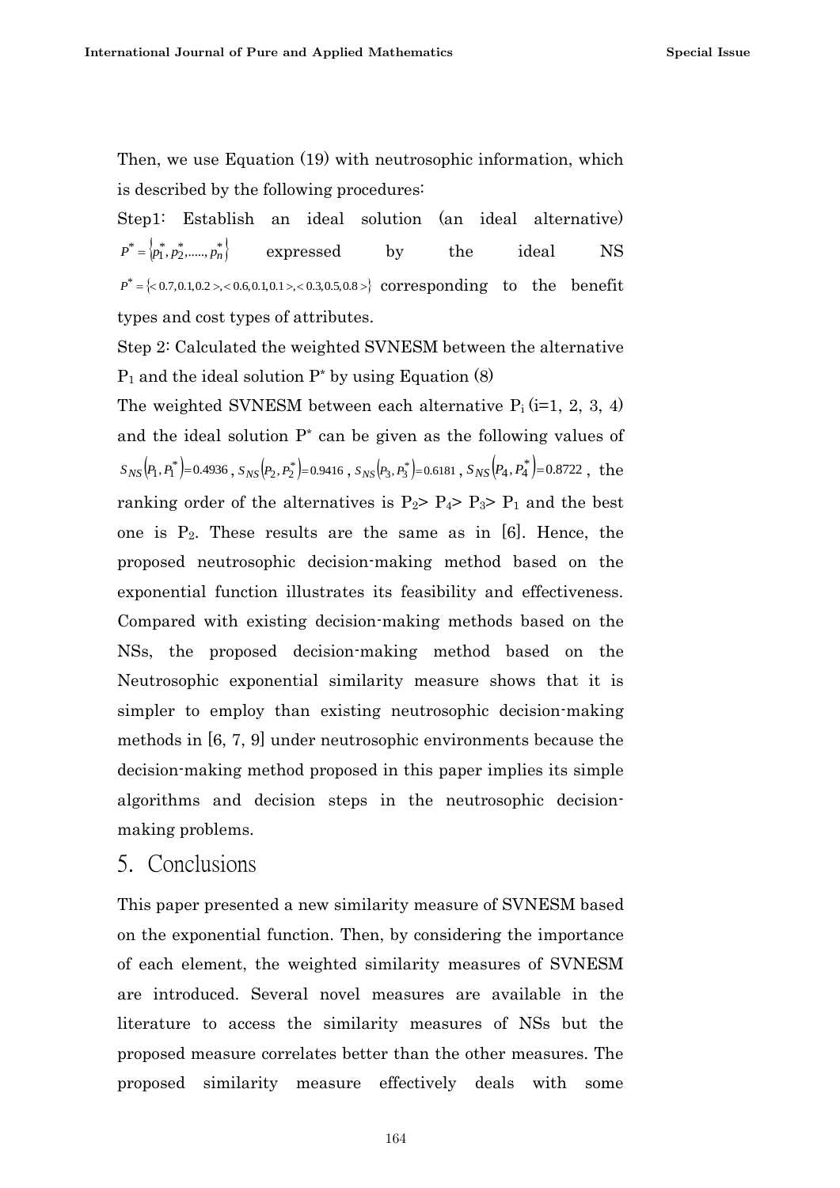Then, we use Equation (19) with neutrosophic information, which is described by the following procedures:

Step1: Establish an ideal solution (an ideal alternative) $P^* = \{p_1^*, p_2^*, ......, p_n^*\}$ expressed by the ideal NS $P^* = \{<0.7, 0.1, 0.2>, <0.6, 0.1, 0.1>, <0.3, 0.5, 0.8>\}$ corresponding to the benefit types and cost types of attributes.

Step 2: Calculated the weighted SVNESM between the alternative $P_1$ and the ideal solution $P^*$ by using Equation (8)

The weighted SVNESM between each alternative $P_i$ (i=1, 2, 3, 4) and the ideal solution $P^*$ can be given as the following values of $S_{NS}(P_1, P_1^*) = 0.4936$, $S_{NS}(P_2, P_2^*) = 0.9416$, $S_{NS}(P_3, P_3^*) = 0.6181$, $S_{NS}(P_4, P_4^*) = 0.8722$, the ranking order of the alternatives is $P_2 > P_4 > P_3 > P_1$ and the best one is $P_2$. These results are the same as in [6]. Hence, the proposed neutrosophic decision-making method based on the exponential function illustrates its feasibility and effectiveness. Compared with existing decision-making methods based on the NSs, the proposed decision-making method based on the Neutrosophic exponential similarity measure shows that it is simpler to employ than existing neutrosophic decision-making methods in [6, 7, 9] under neutrosophic environments because the decision-making method proposed in this paper implies its simple algorithms and decision steps in the neutrosophic decision-making problems.

## 5. Conclusions

This paper presented a new similarity measure of SVNESM based on the exponential function. Then, by considering the importance of each element, the weighted similarity measures of SVNESM are introduced. Several novel measures are available in the literature to access the similarity measures of NSs but the proposed measure correlates better than the other measures. The proposed similarity measure effectively deals with some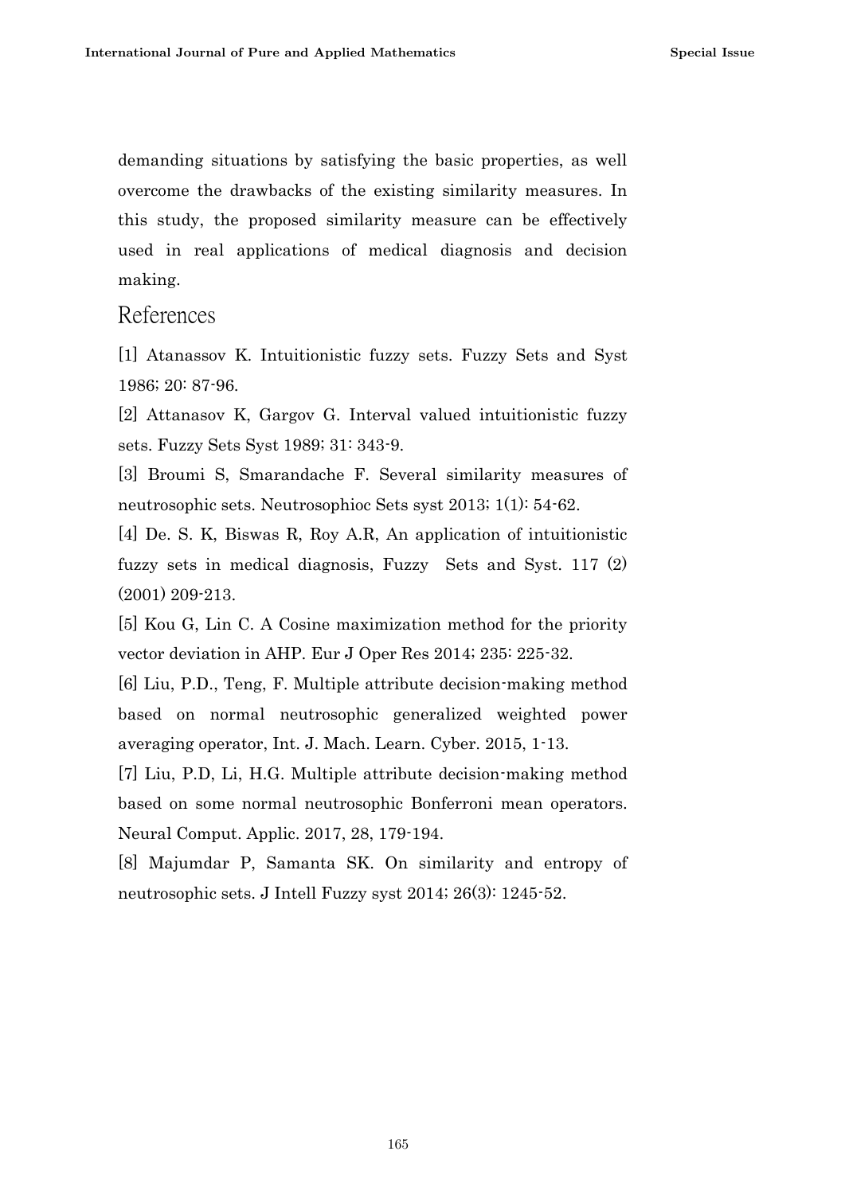demanding situations by satisfying the basic properties, as well overcome the drawbacks of the existing similarity measures. In this study, the proposed similarity measure can be effectively used in real applications of medical diagnosis and decision making.

## References

[1] Atanassov K. Intuitionistic fuzzy sets. Fuzzy Sets and Syst 1986; 20: 87-96.

[2] Attanasov K, Gargov G. Interval valued intuitionistic fuzzy sets. Fuzzy Sets Syst 1989; 31: 343-9.

[3] Broumi S, Smarandache F. Several similarity measures of neutrosophic sets. Neutrosophioc Sets syst 2013; 1(1): 54-62.

[4] De. S. K, Biswas R, Roy A.R, An application of intuitionistic fuzzy sets in medical diagnosis, Fuzzy Sets and Syst. 117 (2) (2001) 209-213.

[5] Kou G, Lin C. A Cosine maximization method for the priority vector deviation in AHP. Eur J Oper Res 2014; 235: 225-32.

[6] Liu, P.D., Teng, F. Multiple attribute decision-making method based on normal neutrosophic generalized weighted power averaging operator, Int. J. Mach. Learn. Cyber. 2015, 1-13.

[7] Liu, P.D, Li, H.G. Multiple attribute decision-making method based on some normal neutrosophic Bonferroni mean operators. Neural Comput. Applic. 2017, 28, 179-194.

[8] Majumdar P, Samanta SK. On similarity and entropy of neutrosophic sets. J Intell Fuzzy syst 2014; 26(3): 1245-52.